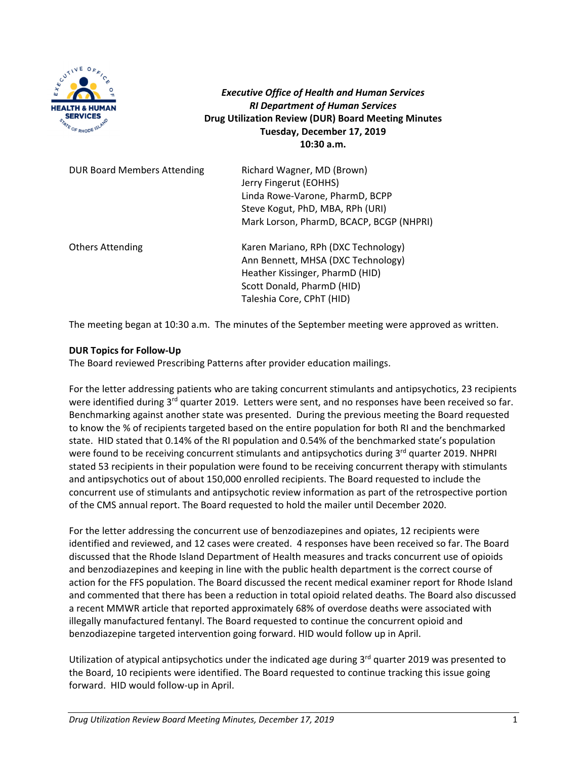**Executive Office of Health and Human Services**
**RI Department of Human Services**
**Drug Utilization Review (DUR) Board Meeting Minutes**
**Tuesday, December 17, 2019**
**10:30 a.m.**

| | |
|---|---|
| DUR Board Members Attending | Richard Wagner, MD (Brown)<br>Jerry Fingerut (EOHHS)<br>Linda Rowe-Varone, PharmD, BCPP<br>Steve Kogut, PhD, MBA, RPh (URI)<br>Mark Lorson, PharmD, BCACP, BCGP (NHPRI) |
| Others Attending | Karen Mariano, RPh (DXC Technology)<br>Ann Bennett, MHSA (DXC Technology)<br>Heather Kissinger, PharmD (HID)<br>Scott Donald, PharmD (HID)<br>Taleshia Core, CPhT (HID) |

The meeting began at 10:30 a.m. The minutes of the September meeting were approved as written.

**DUR Topics for Follow-Up**
The Board reviewed Prescribing Patterns after provider education mailings.

For the letter addressing patients who are taking concurrent stimulants and antipsychotics, 23 recipients were identified during 3rd quarter 2019. Letters were sent, and no responses have been received so far. Benchmarking against another state was presented. During the previous meeting the Board requested to know the % of recipients targeted based on the entire population for both RI and the benchmarked state. HID stated that 0.14% of the RI population and 0.54% of the benchmarked state's population were found to be receiving concurrent stimulants and antipsychotics during 3rd quarter 2019. NHPRI stated 53 recipients in their population were found to be receiving concurrent therapy with stimulants and antipsychotics out of about 150,000 enrolled recipients. The Board requested to include the concurrent use of stimulants and antipsychotic review information as part of the retrospective portion of the CMS annual report. The Board requested to hold the mailer until December 2020.

For the letter addressing the concurrent use of benzodiazepines and opiates, 12 recipients were identified and reviewed, and 12 cases were created. 4 responses have been received so far. The Board discussed that the Rhode Island Department of Health measures and tracks concurrent use of opioids and benzodiazepines and keeping in line with the public health department is the correct course of action for the FFS population. The Board discussed the recent medical examiner report for Rhode Island and commented that there has been a reduction in total opioid related deaths. The Board also discussed a recent MMWR article that reported approximately 68% of overdose deaths were associated with illegally manufactured fentanyl. The Board requested to continue the concurrent opioid and benzodiazepine targeted intervention going forward. HID would follow up in April.

Utilization of atypical antipsychotics under the indicated age during 3rd quarter 2019 was presented to the Board, 10 recipients were identified. The Board requested to continue tracking this issue going forward. HID would follow-up in April.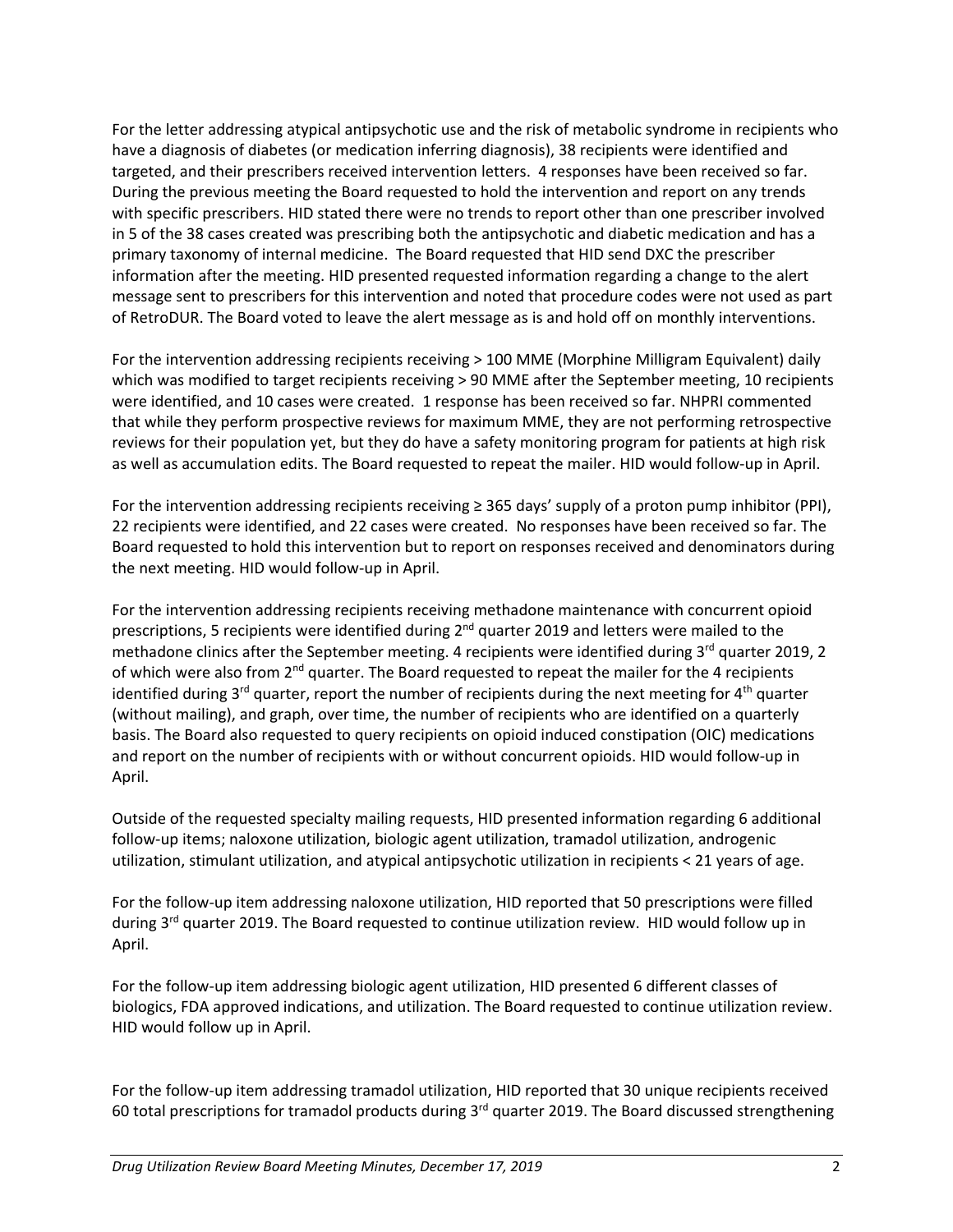For the letter addressing atypical antipsychotic use and the risk of metabolic syndrome in recipients who have a diagnosis of diabetes (or medication inferring diagnosis), 38 recipients were identified and targeted, and their prescribers received intervention letters. 4 responses have been received so far. During the previous meeting the Board requested to hold the intervention and report on any trends with specific prescribers. HID stated there were no trends to report other than one prescriber involved in 5 of the 38 cases created was prescribing both the antipsychotic and diabetic medication and has a primary taxonomy of internal medicine. The Board requested that HID send DXC the prescriber information after the meeting. HID presented requested information regarding a change to the alert message sent to prescribers for this intervention and noted that procedure codes were not used as part of RetroDUR. The Board voted to leave the alert message as is and hold off on monthly interventions.

For the intervention addressing recipients receiving > 100 MME (Morphine Milligram Equivalent) daily which was modified to target recipients receiving > 90 MME after the September meeting, 10 recipients were identified, and 10 cases were created. 1 response has been received so far. NHPRI commented that while they perform prospective reviews for maximum MME, they are not performing retrospective reviews for their population yet, but they do have a safety monitoring program for patients at high risk as well as accumulation edits. The Board requested to repeat the mailer. HID would follow-up in April.

For the intervention addressing recipients receiving ≥ 365 days' supply of a proton pump inhibitor (PPI), 22 recipients were identified, and 22 cases were created. No responses have been received so far. The Board requested to hold this intervention but to report on responses received and denominators during the next meeting. HID would follow-up in April.

For the intervention addressing recipients receiving methadone maintenance with concurrent opioid prescriptions, 5 recipients were identified during 2nd quarter 2019 and letters were mailed to the methadone clinics after the September meeting. 4 recipients were identified during 3rd quarter 2019, 2 of which were also from 2nd quarter. The Board requested to repeat the mailer for the 4 recipients identified during 3rd quarter, report the number of recipients during the next meeting for 4th quarter (without mailing), and graph, over time, the number of recipients who are identified on a quarterly basis. The Board also requested to query recipients on opioid induced constipation (OIC) medications and report on the number of recipients with or without concurrent opioids. HID would follow-up in April.

Outside of the requested specialty mailing requests, HID presented information regarding 6 additional follow-up items; naloxone utilization, biologic agent utilization, tramadol utilization, androgenic utilization, stimulant utilization, and atypical antipsychotic utilization in recipients < 21 years of age.

For the follow-up item addressing naloxone utilization, HID reported that 50 prescriptions were filled during 3rd quarter 2019. The Board requested to continue utilization review. HID would follow up in April.

For the follow-up item addressing biologic agent utilization, HID presented 6 different classes of biologics, FDA approved indications, and utilization. The Board requested to continue utilization review. HID would follow up in April.

For the follow-up item addressing tramadol utilization, HID reported that 30 unique recipients received 60 total prescriptions for tramadol products during 3rd quarter 2019. The Board discussed strengthening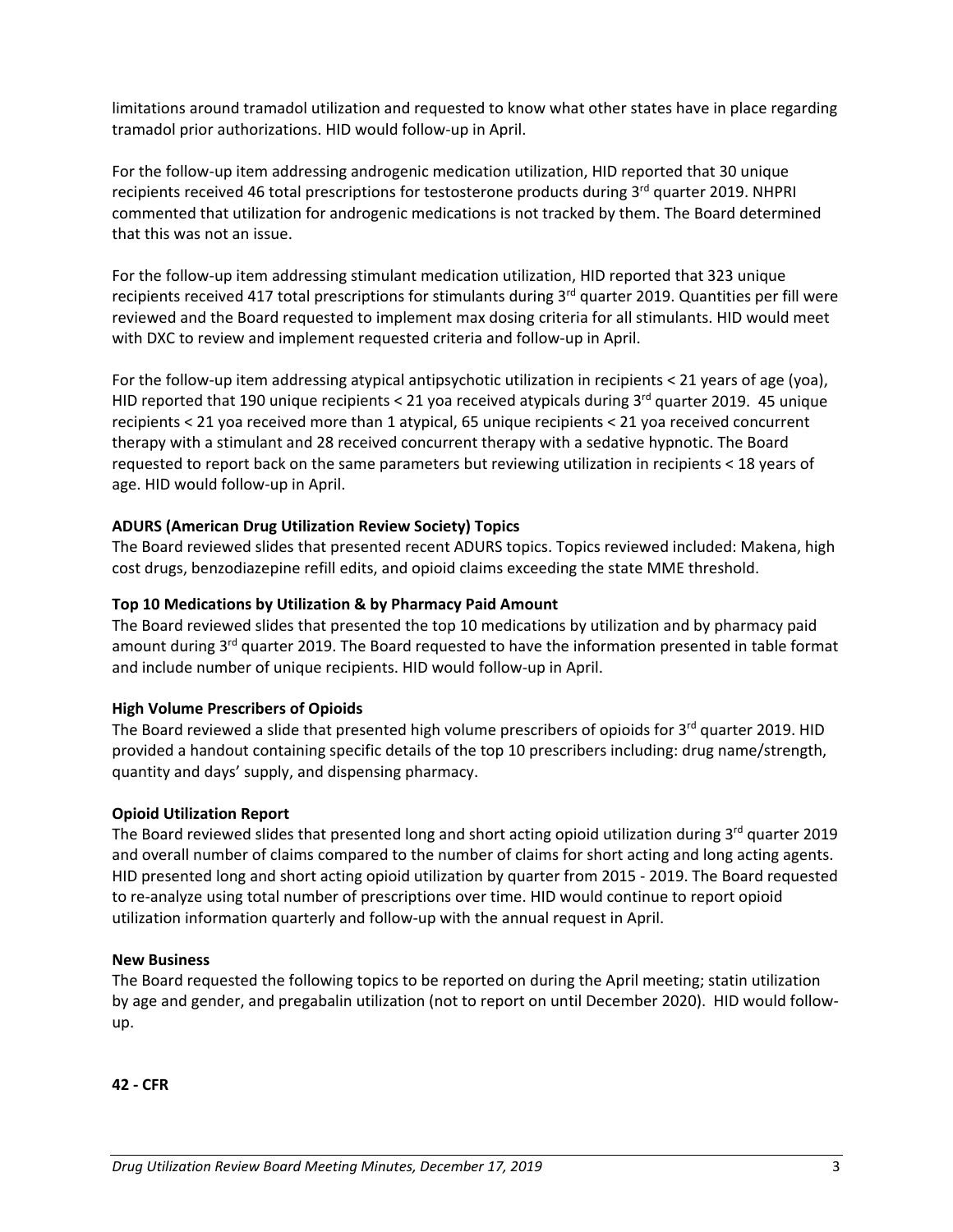limitations around tramadol utilization and requested to know what other states have in place regarding tramadol prior authorizations. HID would follow-up in April.

For the follow-up item addressing androgenic medication utilization, HID reported that 30 unique recipients received 46 total prescriptions for testosterone products during 3rd quarter 2019. NHPRI commented that utilization for androgenic medications is not tracked by them. The Board determined that this was not an issue.

For the follow-up item addressing stimulant medication utilization, HID reported that 323 unique recipients received 417 total prescriptions for stimulants during 3rd quarter 2019. Quantities per fill were reviewed and the Board requested to implement max dosing criteria for all stimulants. HID would meet with DXC to review and implement requested criteria and follow-up in April.

For the follow-up item addressing atypical antipsychotic utilization in recipients < 21 years of age (yoa), HID reported that 190 unique recipients < 21 yoa received atypicals during 3rd quarter 2019. 45 unique recipients < 21 yoa received more than 1 atypical, 65 unique recipients < 21 yoa received concurrent therapy with a stimulant and 28 received concurrent therapy with a sedative hypnotic. The Board requested to report back on the same parameters but reviewing utilization in recipients < 18 years of age. HID would follow-up in April.

**ADURS (American Drug Utilization Review Society) Topics**

The Board reviewed slides that presented recent ADURS topics. Topics reviewed included: Makena, high cost drugs, benzodiazepine refill edits, and opioid claims exceeding the state MME threshold.

**Top 10 Medications by Utilization & by Pharmacy Paid Amount**

The Board reviewed slides that presented the top 10 medications by utilization and by pharmacy paid amount during 3rd quarter 2019. The Board requested to have the information presented in table format and include number of unique recipients. HID would follow-up in April.

**High Volume Prescribers of Opioids**

The Board reviewed a slide that presented high volume prescribers of opioids for 3rd quarter 2019. HID provided a handout containing specific details of the top 10 prescribers including: drug name/strength, quantity and days' supply, and dispensing pharmacy.

**Opioid Utilization Report**

The Board reviewed slides that presented long and short acting opioid utilization during 3rd quarter 2019 and overall number of claims compared to the number of claims for short acting and long acting agents. HID presented long and short acting opioid utilization by quarter from 2015 - 2019. The Board requested to re-analyze using total number of prescriptions over time. HID would continue to report opioid utilization information quarterly and follow-up with the annual request in April.

**New Business**

The Board requested the following topics to be reported on during the April meeting; statin utilization by age and gender, and pregabalin utilization (not to report on until December 2020). HID would follow-up.

**42 - CFR**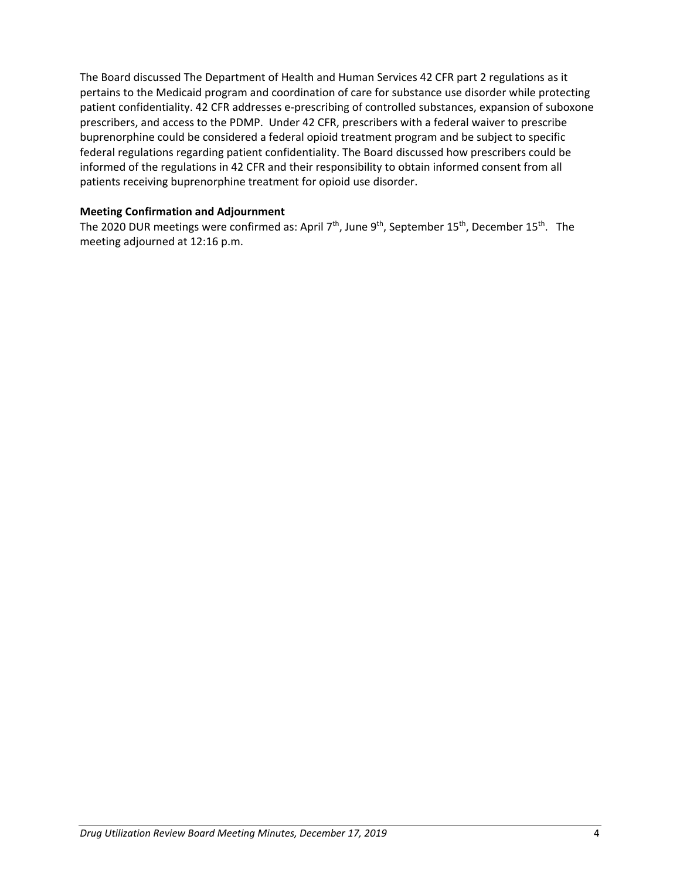The Board discussed The Department of Health and Human Services 42 CFR part 2 regulations as it pertains to the Medicaid program and coordination of care for substance use disorder while protecting patient confidentiality. 42 CFR addresses e-prescribing of controlled substances, expansion of suboxone prescribers, and access to the PDMP. Under 42 CFR, prescribers with a federal waiver to prescribe buprenorphine could be considered a federal opioid treatment program and be subject to specific federal regulations regarding patient confidentiality. The Board discussed how prescribers could be informed of the regulations in 42 CFR and their responsibility to obtain informed consent from all patients receiving buprenorphine treatment for opioid use disorder.

**Meeting Confirmation and Adjournment**

The 2020 DUR meetings were confirmed as: April 7th, June 9th, September 15th, December 15th. The meeting adjourned at 12:16 p.m.